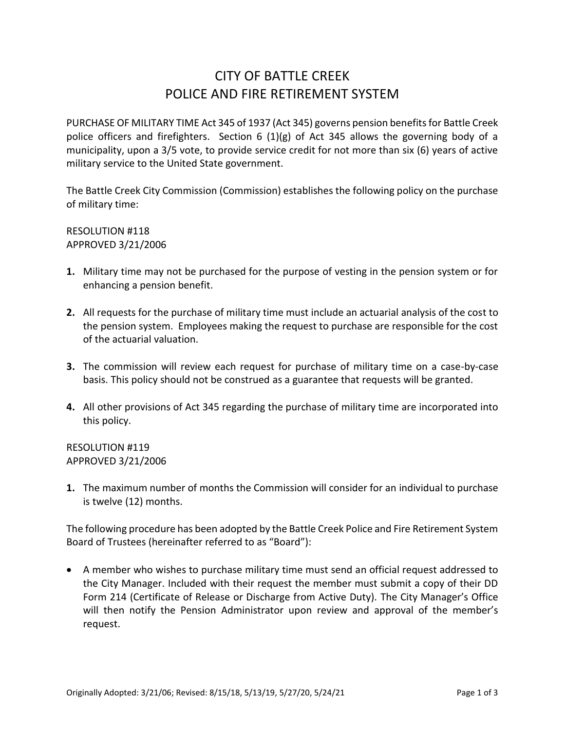# CITY OF BATTLE CREEK
# POLICE AND FIRE RETIREMENT SYSTEM

PURCHASE OF MILITARY TIME Act 345 of 1937 (Act 345) governs pension benefits for Battle Creek police officers and firefighters. Section 6 (1)(g) of Act 345 allows the governing body of a municipality, upon a 3/5 vote, to provide service credit for not more than six (6) years of active military service to the United State government.

The Battle Creek City Commission (Commission) establishes the following policy on the purchase of military time:

RESOLUTION #118
APPROVED 3/21/2006

1. Military time may not be purchased for the purpose of vesting in the pension system or for enhancing a pension benefit.

2. All requests for the purchase of military time must include an actuarial analysis of the cost to the pension system. Employees making the request to purchase are responsible for the cost of the actuarial valuation.

3. The commission will review each request for purchase of military time on a case-by-case basis. This policy should not be construed as a guarantee that requests will be granted.

4. All other provisions of Act 345 regarding the purchase of military time are incorporated into this policy.

RESOLUTION #119
APPROVED 3/21/2006

1. The maximum number of months the Commission will consider for an individual to purchase is twelve (12) months.

The following procedure has been adopted by the Battle Creek Police and Fire Retirement System Board of Trustees (hereinafter referred to as "Board"):

- A member who wishes to purchase military time must send an official request addressed to the City Manager. Included with their request the member must submit a copy of their DD Form 214 (Certificate of Release or Discharge from Active Duty). The City Manager's Office will then notify the Pension Administrator upon review and approval of the member's request.

Originally Adopted: 3/21/06; Revised: 8/15/18, 5/13/19, 5/27/20, 5/24/21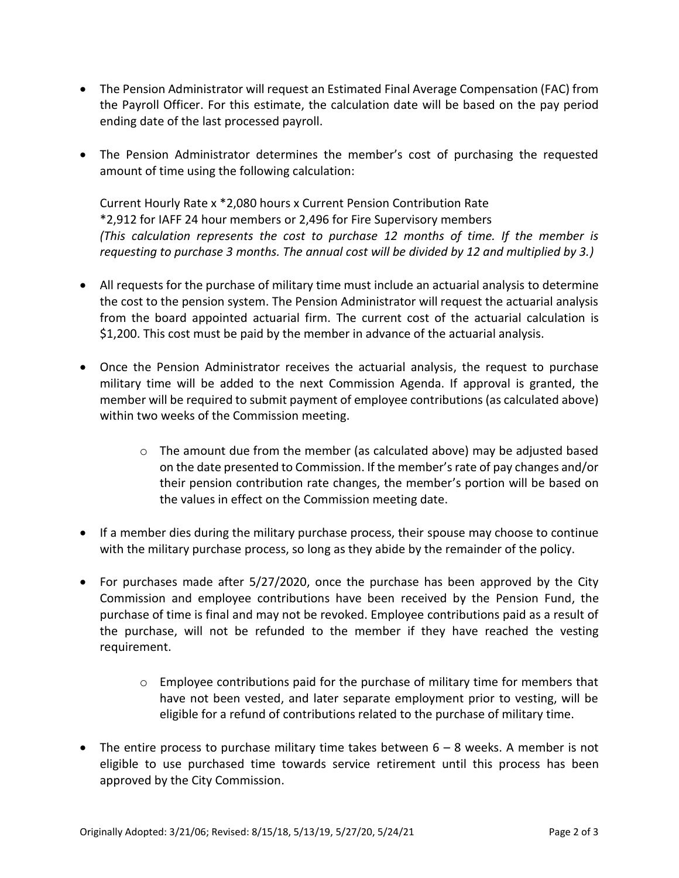- The Pension Administrator will request an Estimated Final Average Compensation (FAC) from the Payroll Officer. For this estimate, the calculation date will be based on the pay period ending date of the last processed payroll.

- The Pension Administrator determines the member's cost of purchasing the requested amount of time using the following calculation:

  Current Hourly Rate x *2,080 hours x Current Pension Contribution Rate
  *2,912 for IAFF 24 hour members or 2,496 for Fire Supervisory members
  *(This calculation represents the cost to purchase 12 months of time. If the member is requesting to purchase 3 months. The annual cost will be divided by 12 and multiplied by 3.)*

- All requests for the purchase of military time must include an actuarial analysis to determine the cost to the pension system. The Pension Administrator will request the actuarial analysis from the board appointed actuarial firm. The current cost of the actuarial calculation is $1,200. This cost must be paid by the member in advance of the actuarial analysis.

- Once the Pension Administrator receives the actuarial analysis, the request to purchase military time will be added to the next Commission Agenda. If approval is granted, the member will be required to submit payment of employee contributions (as calculated above) within two weeks of the Commission meeting.

  - The amount due from the member (as calculated above) may be adjusted based on the date presented to Commission. If the member's rate of pay changes and/or their pension contribution rate changes, the member's portion will be based on the values in effect on the Commission meeting date.

- If a member dies during the military purchase process, their spouse may choose to continue with the military purchase process, so long as they abide by the remainder of the policy.

- For purchases made after 5/27/2020, once the purchase has been approved by the City Commission and employee contributions have been received by the Pension Fund, the purchase of time is final and may not be revoked. Employee contributions paid as a result of the purchase, will not be refunded to the member if they have reached the vesting requirement.

  - Employee contributions paid for the purchase of military time for members that have not been vested, and later separate employment prior to vesting, will be eligible for a refund of contributions related to the purchase of military time.

- The entire process to purchase military time takes between 6 – 8 weeks. A member is not eligible to use purchased time towards service retirement until this process has been approved by the City Commission.

Originally Adopted: 3/21/06; Revised: 8/15/18, 5/13/19, 5/27/20, 5/24/21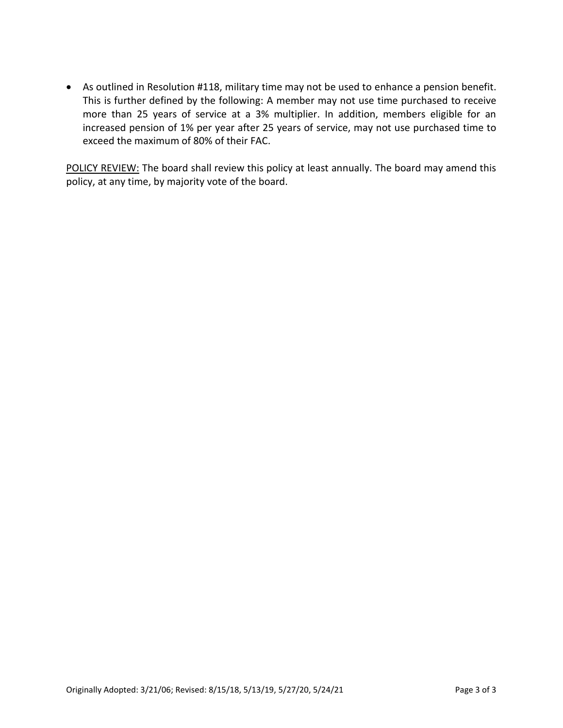- As outlined in Resolution #118, military time may not be used to enhance a pension benefit. This is further defined by the following: A member may not use time purchased to receive more than 25 years of service at a 3% multiplier. In addition, members eligible for an increased pension of 1% per year after 25 years of service, may not use purchased time to exceed the maximum of 80% of their FAC.

<u>POLICY REVIEW:</u> The board shall review this policy at least annually. The board may amend this policy, at any time, by majority vote of the board.

Originally Adopted: 3/21/06; Revised: 8/15/18, 5/13/19, 5/27/20, 5/24/21